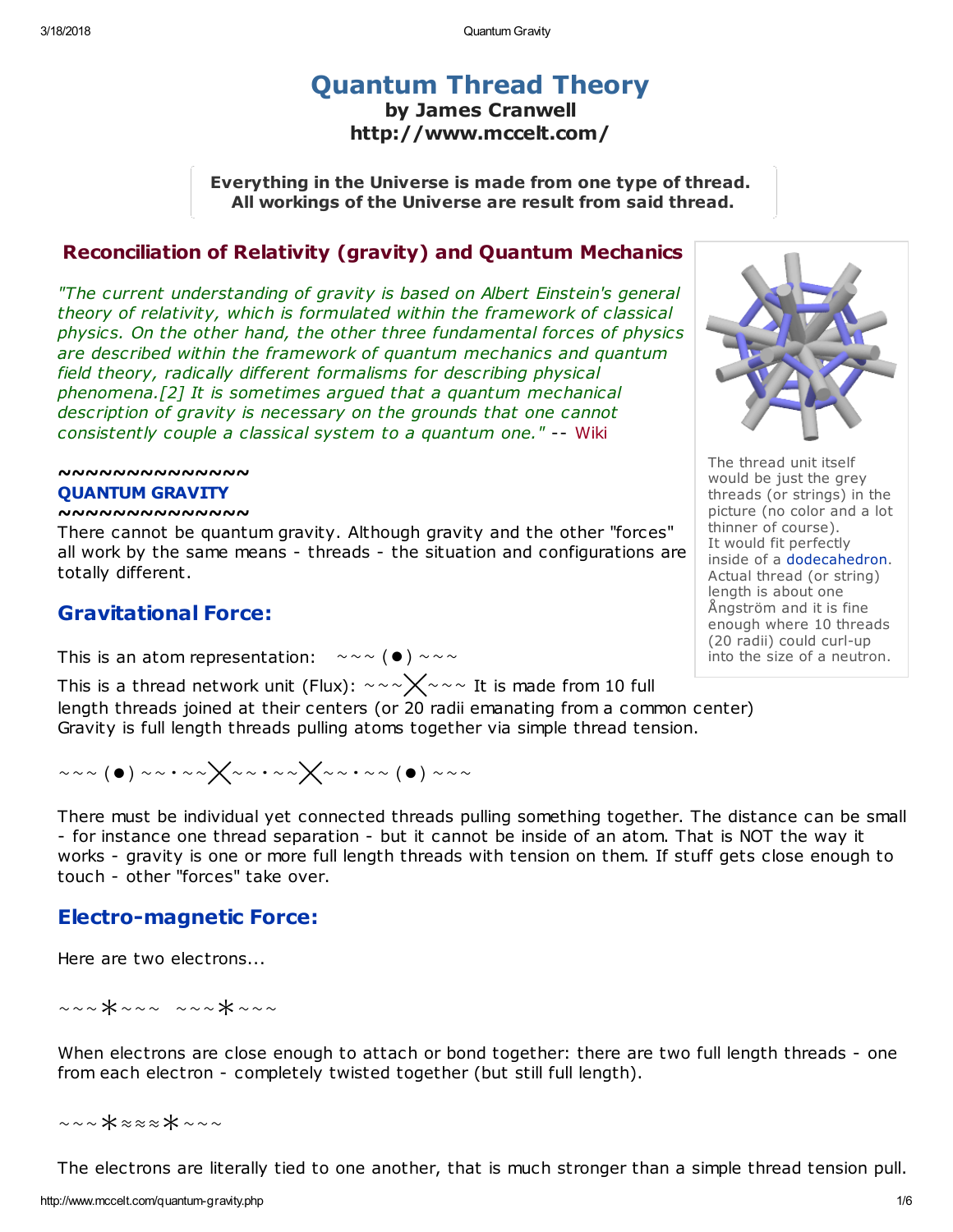# Quantum Thread Theory

**by James Cranwell**
**http://www.mccelt.com/**

> **Everything in the Universe is made from one type of thread.**
> **All workings of the Universe are result from said thread.**

## Reconciliation of Relativity (gravity) and Quantum Mechanics

*"The current understanding of gravity is based on Albert Einstein's general theory of relativity, which is formulated within the framework of classical physics. On the other hand, the other three fundamental forces of physics are described within the framework of quantum mechanics and quantum field theory, radically different formalisms for describing physical phenomena.[2] It is sometimes argued that a quantum mechanical description of gravity is necessary on the grounds that one cannot consistently couple a classical system to a quantum one."* -- Wiki

The thread unit itself would be just the grey threads (or strings) in the picture (no color and a lot thinner of course). It would fit perfectly inside of a dodecahedron. Actual thread (or string) length is about one Ångström and it is fine enough where 10 threads (20 radii) could curl-up into the size of a neutron.

~~~~~~~~~~~~~~

**QUANTUM GRAVITY**

~~~~~~~~~~~~~~

There cannot be quantum gravity. Although gravity and the other "forces" all work by the same means - threads - the situation and configurations are totally different.

## Gravitational Force:

This is an atom representation: ~~~ (●) ~~~

This is a thread network unit (Flux): ~~~╳~~~ It is made from 10 full length threads joined at their centers (or 20 radii emanating from a common center)
Gravity is full length threads pulling atoms together via simple thread tension.

~~~ (●) ~~ · ~~╳~~ · ~~╳~~ · ~~ (●) ~~~

There must be individual yet connected threads pulling something together. The distance can be small - for instance one thread separation - but it cannot be inside of an atom. That is NOT the way it works - gravity is one or more full length threads with tension on them. If stuff gets close enough to touch - other "forces" take over.

## Electro-magnetic Force:

Here are two electrons...

~~~✱~~~ ~~~✱~~~

When electrons are close enough to attach or bond together: there are two full length threads - one from each electron - completely twisted together (but still full length).

~~~✱≈≈≈✱~~~

The electrons are literally tied to one another, that is much stronger than a simple thread tension pull.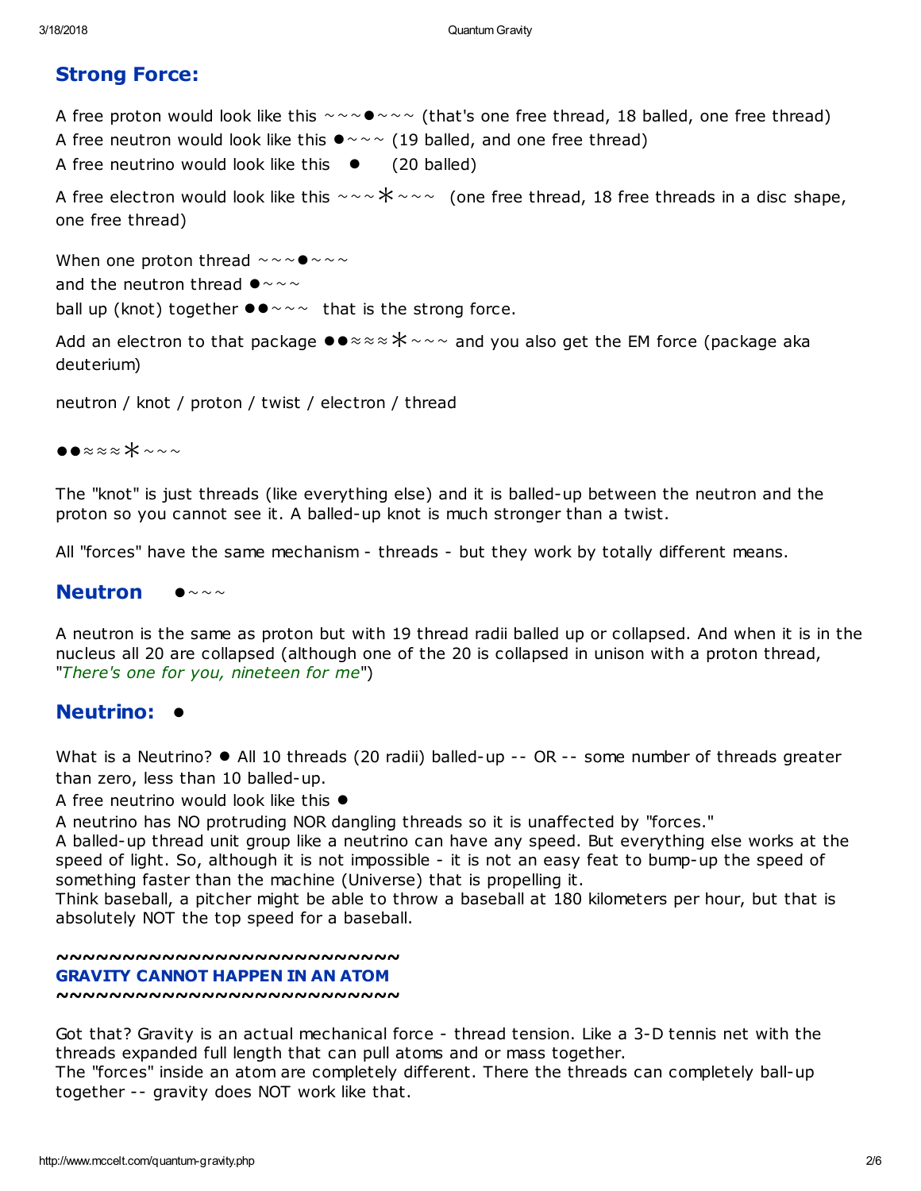## Strong Force:

A free proton would look like this ~~~●~~~ (that's one free thread, 18 balled, one free thread)
A free neutron would look like this ●~~~ (19 balled, and one free thread)
A free neutrino would look like this ● (20 balled)

A free electron would look like this ~~~✳~~~ (one free thread, 18 free threads in a disc shape, one free thread)

When one proton thread ~~~●~~~
and the neutron thread ●~~~
ball up (knot) together ●●~~~ that is the strong force.

Add an electron to that package ●●≈≈≈✳~~~ and you also get the EM force (package aka deuterium)

neutron / knot / proton / twist / electron / thread

●●≈≈≈✳~~~

The "knot" is just threads (like everything else) and it is balled-up between the neutron and the proton so you cannot see it. A balled-up knot is much stronger than a twist.

All "forces" have the same mechanism - threads - but they work by totally different means.

## Neutron ●~~~

A neutron is the same as proton but with 19 thread radii balled up or collapsed. And when it is in the nucleus all 20 are collapsed (although one of the 20 is collapsed in unison with a proton thread, "*There's one for you, nineteen for me*")

## Neutrino: ●

What is a Neutrino? ● All 10 threads (20 radii) balled-up -- OR -- some number of threads greater than zero, less than 10 balled-up.
A free neutrino would look like this ●
A neutrino has NO protruding NOR dangling threads so it is unaffected by "forces."
A balled-up thread unit group like a neutrino can have any speed. But everything else works at the speed of light. So, although it is not impossible - it is not an easy feat to bump-up the speed of something faster than the machine (Universe) that is propelling it.
Think baseball, a pitcher might be able to throw a baseball at 180 kilometers per hour, but that is absolutely NOT the top speed for a baseball.

**~~~~~~~~~~~~~~~~~~~~~~~~~~~**
### GRAVITY CANNOT HAPPEN IN AN ATOM
**~~~~~~~~~~~~~~~~~~~~~~~~~~~**

Got that? Gravity is an actual mechanical force - thread tension. Like a 3-D tennis net with the threads expanded full length that can pull atoms and or mass together.
The "forces" inside an atom are completely different. There the threads can completely ball-up together -- gravity does NOT work like that.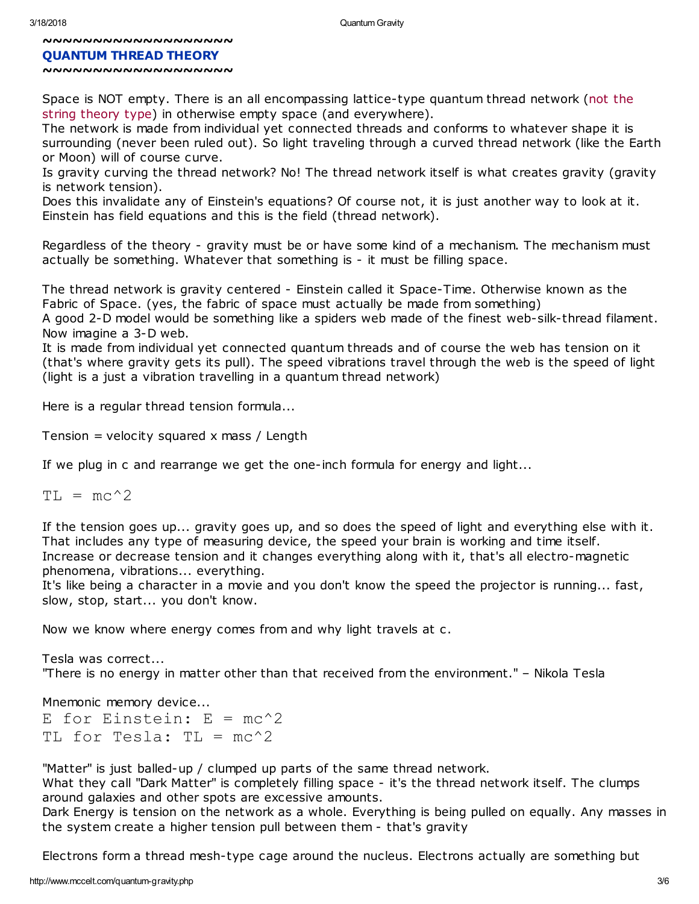~~~~~~~~~~~~~~~~~~~~

## QUANTUM THREAD THEORY

~~~~~~~~~~~~~~~~~~~~

Space is NOT empty. There is an all encompassing lattice-type quantum thread network (not the string theory type) in otherwise empty space (and everywhere).
The network is made from individual yet connected threads and conforms to whatever shape it is surrounding (never been ruled out). So light traveling through a curved thread network (like the Earth or Moon) will of course curve.
Is gravity curving the thread network? No! The thread network itself is what creates gravity (gravity is network tension).
Does this invalidate any of Einstein's equations? Of course not, it is just another way to look at it. Einstein has field equations and this is the field (thread network).

Regardless of the theory - gravity must be or have some kind of a mechanism. The mechanism must actually be something. Whatever that something is - it must be filling space.

The thread network is gravity centered - Einstein called it Space-Time. Otherwise known as the Fabric of Space. (yes, the fabric of space must actually be made from something)
A good 2-D model would be something like a spiders web made of the finest web-silk-thread filament. Now imagine a 3-D web.
It is made from individual yet connected quantum threads and of course the web has tension on it (that's where gravity gets its pull). The speed vibrations travel through the web is the speed of light (light is a just a vibration travelling in a quantum thread network)

Here is a regular thread tension formula...

Tension = velocity squared x mass / Length

If we plug in c and rearrange we get the one-inch formula for energy and light...

```
TL = mc^2
```

If the tension goes up... gravity goes up, and so does the speed of light and everything else with it. That includes any type of measuring device, the speed your brain is working and time itself.
Increase or decrease tension and it changes everything along with it, that's all electro-magnetic phenomena, vibrations... everything.
It's like being a character in a movie and you don't know the speed the projector is running... fast, slow, stop, start... you don't know.

Now we know where energy comes from and why light travels at c.

Tesla was correct...
"There is no energy in matter other than that received from the environment." – Nikola Tesla

Mnemonic memory device...

```
E for Einstein: E = mc^2
TL for Tesla: TL = mc^2
```

"Matter" is just balled-up / clumped up parts of the same thread network.
What they call "Dark Matter" is completely filling space - it's the thread network itself. The clumps around galaxies and other spots are excessive amounts.
Dark Energy is tension on the network as a whole. Everything is being pulled on equally. Any masses in the system create a higher tension pull between them - that's gravity

Electrons form a thread mesh-type cage around the nucleus. Electrons actually are something but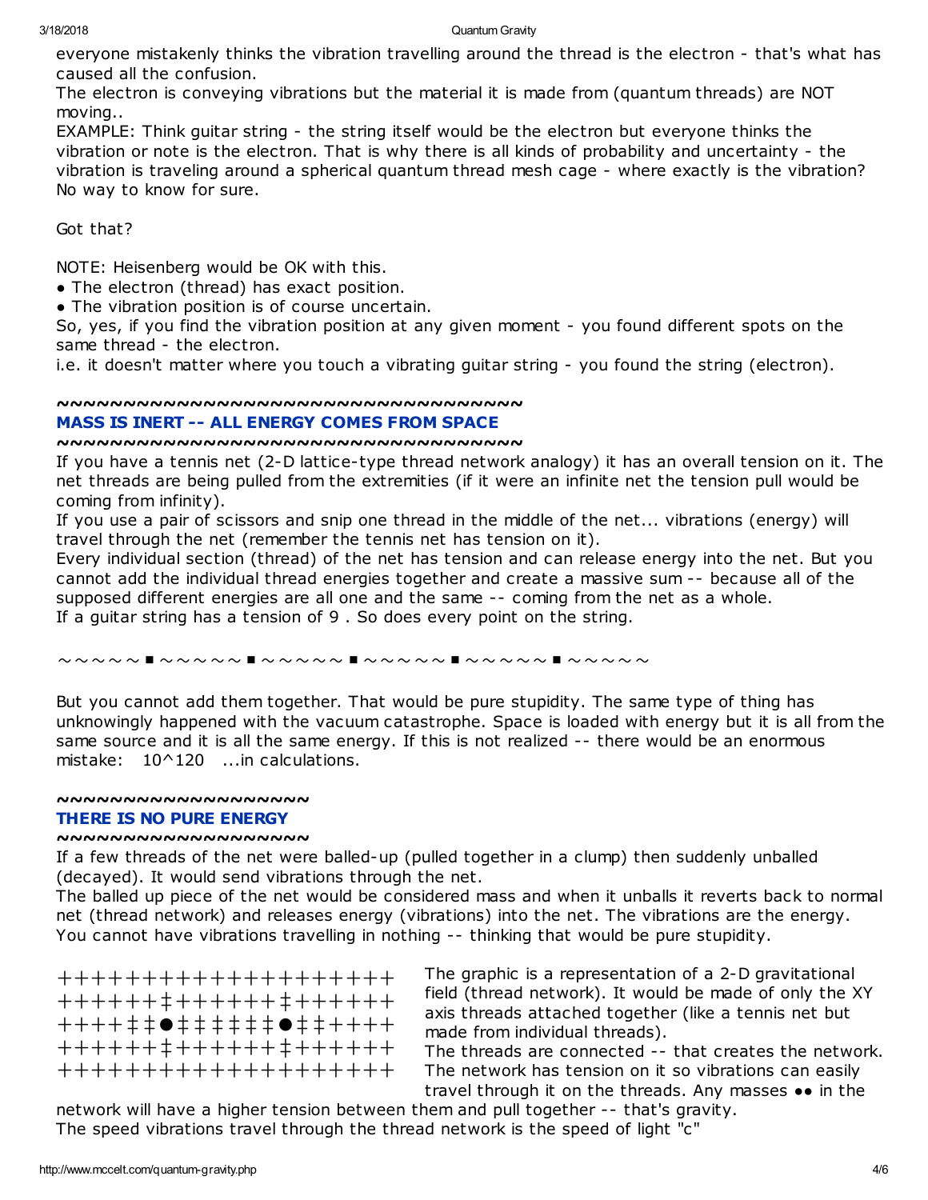everyone mistakenly thinks the vibration travelling around the thread is the electron - that's what has caused all the confusion.
The electron is conveying vibrations but the material it is made from (quantum threads) are NOT moving..
EXAMPLE: Think guitar string - the string itself would be the electron but everyone thinks the vibration or note is the electron. That is why there is all kinds of probability and uncertainty - the vibration is traveling around a spherical quantum thread mesh cage - where exactly is the vibration? No way to know for sure.

Got that?

NOTE: Heisenberg would be OK with this.

- The electron (thread) has exact position.
- The vibration position is of course uncertain.

So, yes, if you find the vibration position at any given moment - you found different spots on the same thread - the electron.
i.e. it doesn't matter where you touch a vibrating guitar string - you found the string (electron).

~~~~~~~~~~~~~~~~~~~~~~~~~~~~~~~~~~~~~~

## MASS IS INERT -- ALL ENERGY COMES FROM SPACE

~~~~~~~~~~~~~~~~~~~~~~~~~~~~~~~~~~~~~~

If you have a tennis net (2-D lattice-type thread network analogy) it has an overall tension on it. The net threads are being pulled from the extremities (if it were an infinite net the tension pull would be coming from infinity).
If you use a pair of scissors and snip one thread in the middle of the net... vibrations (energy) will travel through the net (remember the tennis net has tension on it).
Every individual section (thread) of the net has tension and can release energy into the net. But you cannot add the individual thread energies together and create a massive sum -- because all of the supposed different energies are all one and the same -- coming from the net as a whole.
If a guitar string has a tension of 9 . So does every point on the string.

∼∼∼∼∼ ▪ ∼∼∼∼∼∼ ▪ ∼∼∼∼∼∼ ▪ ∼∼∼∼∼∼ ▪ ∼∼∼∼∼∼ ▪ ∼∼∼∼∼

But you cannot add them together. That would be pure stupidity. The same type of thing has unknowingly happened with the vacuum catastrophe. Space is loaded with energy but it is all from the same source and it is all the same energy. If this is not realized -- there would be an enormous mistake: 10^120 ...in calculations.

~~~~~~~~~~~~~~~~~~~~

## THERE IS NO PURE ENERGY

~~~~~~~~~~~~~~~~~~~~

If a few threads of the net were balled-up (pulled together in a clump) then suddenly unballed (decayed). It would send vibrations through the net.
The balled up piece of the net would be considered mass and when it unballs it reverts back to normal net (thread network) and releases energy (vibrations) into the net. The vibrations are the energy.
You cannot have vibrations travelling in nothing -- thinking that would be pure stupidity.

```
++++++++++++++++++++
++++++‡+++++++‡+++++++
++++‡‡●‡‡‡‡‡‡‡●‡‡+++++
++++++‡+++++++‡+++++++
++++++++++++++++++++
```

The graphic is a representation of a 2-D gravitational field (thread network). It would be made of only the XY axis threads attached together (like a tennis net but made from individual threads).
The threads are connected -- that creates the network. The network has tension on it so vibrations can easily travel through it on the threads. Any masses ●● in the network will have a higher tension between them and pull together -- that's gravity.
The speed vibrations travel through the thread network is the speed of light "c"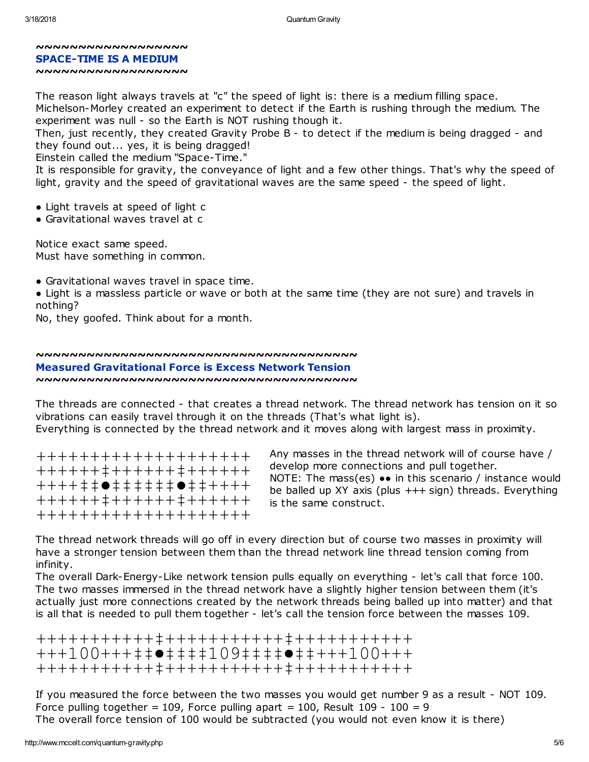~~~~~~~~~~~~~~~~~~

## SPACE-TIME IS A MEDIUM

~~~~~~~~~~~~~~~~~~

The reason light always travels at "c" the speed of light is: there is a medium filling space.
Michelson-Morley created an experiment to detect if the Earth is rushing through the medium. The experiment was null - so the Earth is NOT rushing though it.
Then, just recently, they created Gravity Probe B - to detect if the medium is being dragged - and they found out... yes, it is being dragged!
Einstein called the medium "Space-Time."
It is responsible for gravity, the conveyance of light and a few other things. That's why the speed of light, gravity and the speed of gravitational waves are the same speed - the speed of light.

- Light travels at speed of light c
- Gravitational waves travel at c

Notice exact same speed.
Must have something in common.

- Gravitational waves travel in space time.
- Light is a massless particle or wave or both at the same time (they are not sure) and travels in nothing?

No, they goofed. Think about for a month.

~~~~~~~~~~~~~~~~~~~~~~~~~~~~~~~~~~~~~~~~

## Measured Gravitational Force is Excess Network Tension

~~~~~~~~~~~~~~~~~~~~~~~~~~~~~~~~~~~~~~~~

The threads are connected - that creates a thread network. The thread network has tension on it so vibrations can easily travel through it on the threads (That's what light is).
Everything is connected by the thread network and it moves along with largest mass in proximity.

```
+++++++++++++++++++
++++++‡+++++++‡+++++++
++++‡‡●‡‡‡‡‡‡‡●‡‡+++++
++++++‡+++++++‡+++++++
+++++++++++++++++++
```

Any masses in the thread network will of course have / develop more connections and pull together.
NOTE: The mass(es) ●● in this scenario / instance would be balled up XY axis (plus +++ sign) threads. Everything is the same construct.

The thread network threads will go off in every direction but of course two masses in proximity will have a stronger tension between them than the thread network line thread tension coming from infinity.
The overall Dark-Energy-Like network tension pulls equally on everything - let's call that force 100.
The two masses immersed in the thread network have a slightly higher tension between them (it's actually just more connections created by the network threads being balled up into matter) and that is all that is needed to pull them together - let's call the tension force between the masses 109.

```
+++++++++++‡+++++++++++‡+++++++++++
+++100+++‡‡●‡‡‡‡109‡‡‡‡●‡‡+++100+++
+++++++++++‡+++++++++++‡+++++++++++
```

If you measured the force between the two masses you would get number 9 as a result - NOT 109.
Force pulling together = 109, Force pulling apart = 100, Result 109 - 100 = 9
The overall force tension of 100 would be subtracted (you would not even know it is there)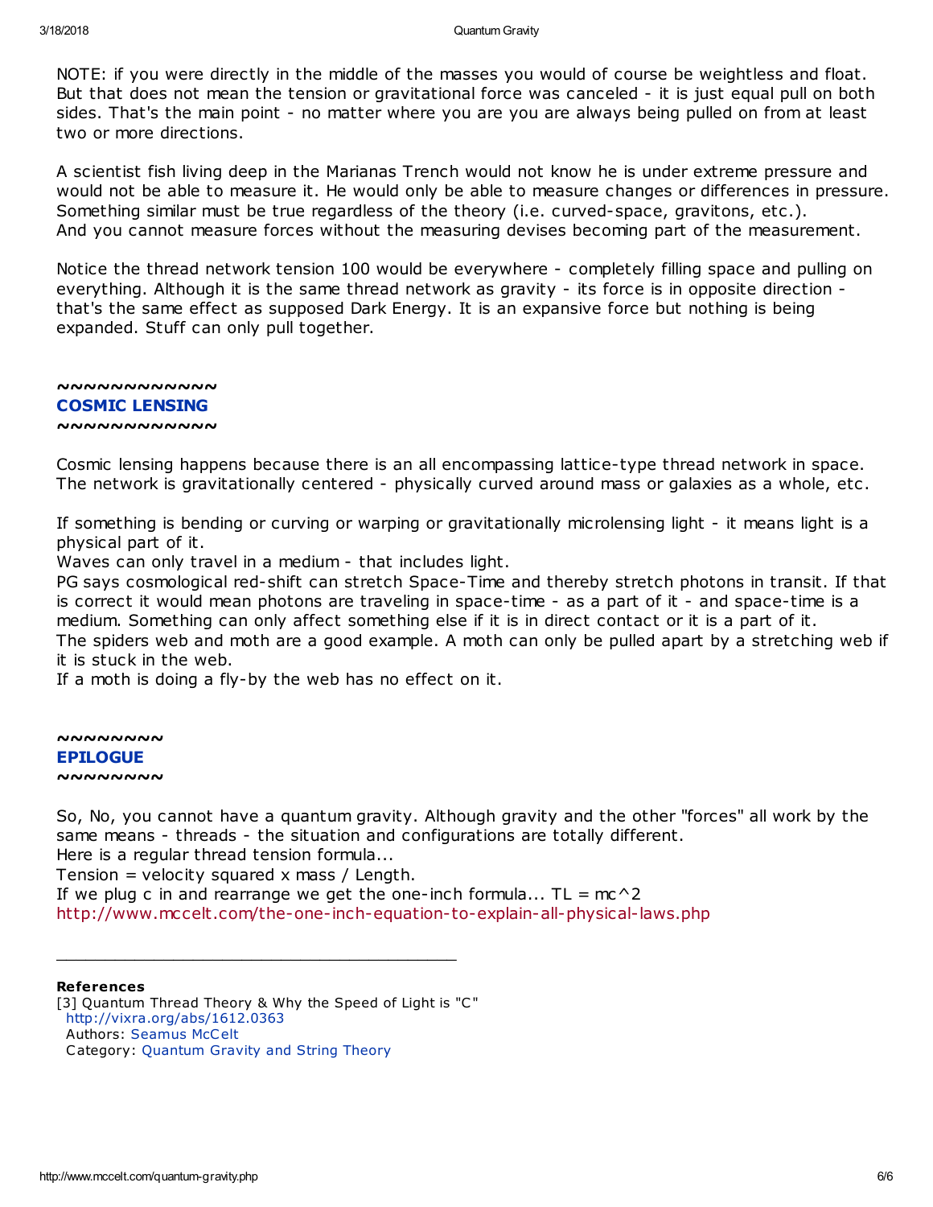NOTE: if you were directly in the middle of the masses you would of course be weightless and float. But that does not mean the tension or gravitational force was canceled - it is just equal pull on both sides. That's the main point - no matter where you are you are always being pulled on from at least two or more directions.

A scientist fish living deep in the Marianas Trench would not know he is under extreme pressure and would not be able to measure it. He would only be able to measure changes or differences in pressure. Something similar must be true regardless of the theory (i.e. curved-space, gravitons, etc.).
And you cannot measure forces without the measuring devises becoming part of the measurement.

Notice the thread network tension 100 would be everywhere - completely filling space and pulling on everything. Although it is the same thread network as gravity - its force is in opposite direction - that's the same effect as supposed Dark Energy. It is an expansive force but nothing is being expanded. Stuff can only pull together.

~~~~~~~~~~~~

## COSMIC LENSING

~~~~~~~~~~~~

Cosmic lensing happens because there is an all encompassing lattice-type thread network in space. The network is gravitationally centered - physically curved around mass or galaxies as a whole, etc.

If something is bending or curving or warping or gravitationally microlensing light - it means light is a physical part of it.
Waves can only travel in a medium - that includes light.
PG says cosmological red-shift can stretch Space-Time and thereby stretch photons in transit. If that is correct it would mean photons are traveling in space-time - as a part of it - and space-time is a medium. Something can only affect something else if it is in direct contact or it is a part of it.
The spiders web and moth are a good example. A moth can only be pulled apart by a stretching web if it is stuck in the web.
If a moth is doing a fly-by the web has no effect on it.

~~~~~~~~

## EPILOGUE

~~~~~~~~

So, No, you cannot have a quantum gravity. Although gravity and the other "forces" all work by the same means - threads - the situation and configurations are totally different.
Here is a regular thread tension formula...
Tension = velocity squared x mass / Length.
If we plug c in and rearrange we get the one-inch formula... $TL = mc^2$
http://www.mccelt.com/the-one-inch-equation-to-explain-all-physical-laws.php

---

**References**

[3] Quantum Thread Theory & Why the Speed of Light is "C"
http://vixra.org/abs/1612.0363
Authors: Seamus McCelt
Category: Quantum Gravity and String Theory